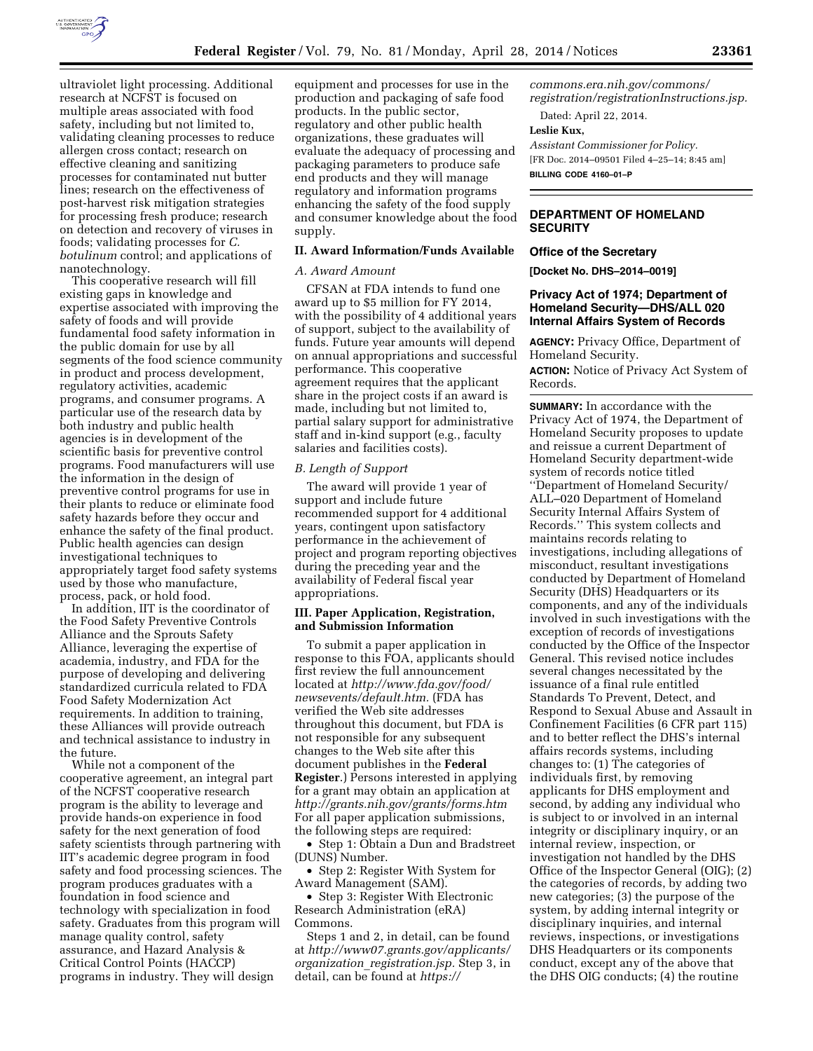ultraviolet light processing. Additional research at NCFST is focused on multiple areas associated with food safety, including but not limited to, validating cleaning processes to reduce allergen cross contact; research on effective cleaning and sanitizing processes for contaminated nut butter lines; research on the effectiveness of post-harvest risk mitigation strategies for processing fresh produce; research on detection and recovery of viruses in foods; validating processes for *C. botulinum* control; and applications of nanotechnology.

This cooperative research will fill existing gaps in knowledge and expertise associated with improving the safety of foods and will provide fundamental food safety information in the public domain for use by all segments of the food science community in product and process development, regulatory activities, academic programs, and consumer programs. A particular use of the research data by both industry and public health agencies is in development of the scientific basis for preventive control programs. Food manufacturers will use the information in the design of preventive control programs for use in their plants to reduce or eliminate food safety hazards before they occur and enhance the safety of the final product. Public health agencies can design investigational techniques to appropriately target food safety systems used by those who manufacture, process, pack, or hold food.

In addition, IIT is the coordinator of the Food Safety Preventive Controls Alliance and the Sprouts Safety Alliance, leveraging the expertise of academia, industry, and FDA for the purpose of developing and delivering standardized curricula related to FDA Food Safety Modernization Act requirements. In addition to training, these Alliances will provide outreach and technical assistance to industry in the future.

While not a component of the cooperative agreement, an integral part of the NCFST cooperative research program is the ability to leverage and provide hands-on experience in food safety for the next generation of food safety scientists through partnering with IIT's academic degree program in food safety and food processing sciences. The program produces graduates with a foundation in food science and technology with specialization in food safety. Graduates from this program will manage quality control, safety assurance, and Hazard Analysis & Critical Control Points (HACCP) programs in industry. They will design equipment and processes for use in the production and packaging of safe food products. In the public sector, regulatory and other public health organizations, these graduates will evaluate the adequacy of processing and packaging parameters to produce safe end products and they will manage regulatory and information programs enhancing the safety of the food supply and consumer knowledge about the food supply.

## II. Award Information/Funds Available

### *A. Award Amount*

CFSAN at FDA intends to fund one award up to $5 million for FY 2014, with the possibility of 4 additional years of support, subject to the availability of funds. Future year amounts will depend on annual appropriations and successful performance. This cooperative agreement requires that the applicant share in the project costs if an award is made, including but not limited to, partial salary support for administrative staff and in-kind support (e.g., faculty salaries and facilities costs).

### *B. Length of Support*

The award will provide 1 year of support and include future recommended support for 4 additional years, contingent upon satisfactory performance in the achievement of project and program reporting objectives during the preceding year and the availability of Federal fiscal year appropriations.

## III. Paper Application, Registration, and Submission Information

To submit a paper application in response to this FOA, applicants should first review the full announcement located at *http://www.fda.gov/food/newsevents/default.htm.* (FDA has verified the Web site addresses throughout this document, but FDA is not responsible for any subsequent changes to the Web site after this document publishes in the **Federal Register**.) Persons interested in applying for a grant may obtain an application at *http://grants.nih.gov/grants/forms.htm* For all paper application submissions, the following steps are required:

- Step 1: Obtain a Dun and Bradstreet (DUNS) Number.
- Step 2: Register With System for Award Management (SAM).
- Step 3: Register With Electronic Research Administration (eRA) Commons.

Steps 1 and 2, in detail, can be found at *http://www07.grants.gov/applicants/organization_registration.jsp.* Step 3, in detail, can be found at *https://commons.era.nih.gov/commons/registration/registrationInstructions.jsp.*

Dated: April 22, 2014.

**Leslie Kux,**

*Assistant Commissioner for Policy.*

[FR Doc. 2014–09501 Filed 4–25–14; 8:45 am]

**BILLING CODE 4160–01–P**

## DEPARTMENT OF HOMELAND SECURITY

### Office of the Secretary

**[Docket No. DHS–2014–0019]**

### Privacy Act of 1974; Department of Homeland Security—DHS/ALL 020 Internal Affairs System of Records

**AGENCY:** Privacy Office, Department of Homeland Security.

**ACTION:** Notice of Privacy Act System of Records.

**SUMMARY:** In accordance with the Privacy Act of 1974, the Department of Homeland Security proposes to update and reissue a current Department of Homeland Security department-wide system of records notice titled ''Department of Homeland Security/ALL–020 Department of Homeland Security Internal Affairs System of Records.'' This system collects and maintains records relating to investigations, including allegations of misconduct, resultant investigations conducted by Department of Homeland Security (DHS) Headquarters or its components, and any of the individuals involved in such investigations with the exception of records of investigations conducted by the Office of the Inspector General. This revised notice includes several changes necessitated by the issuance of a final rule entitled Standards To Prevent, Detect, and Respond to Sexual Abuse and Assault in Confinement Facilities (6 CFR part 115) and to better reflect the DHS's internal affairs records systems, including changes to: (1) The categories of individuals first, by removing applicants for DHS employment and second, by adding any individual who is subject to or involved in an internal integrity or disciplinary inquiry, or an internal review, inspection, or investigation not handled by the DHS Office of the Inspector General (OIG); (2) the categories of records, by adding two new categories; (3) the purpose of the system, by adding internal integrity or disciplinary inquiries, and internal reviews, inspections, or investigations DHS Headquarters or its components conduct, except any of the above that the DHS OIG conducts; (4) the routine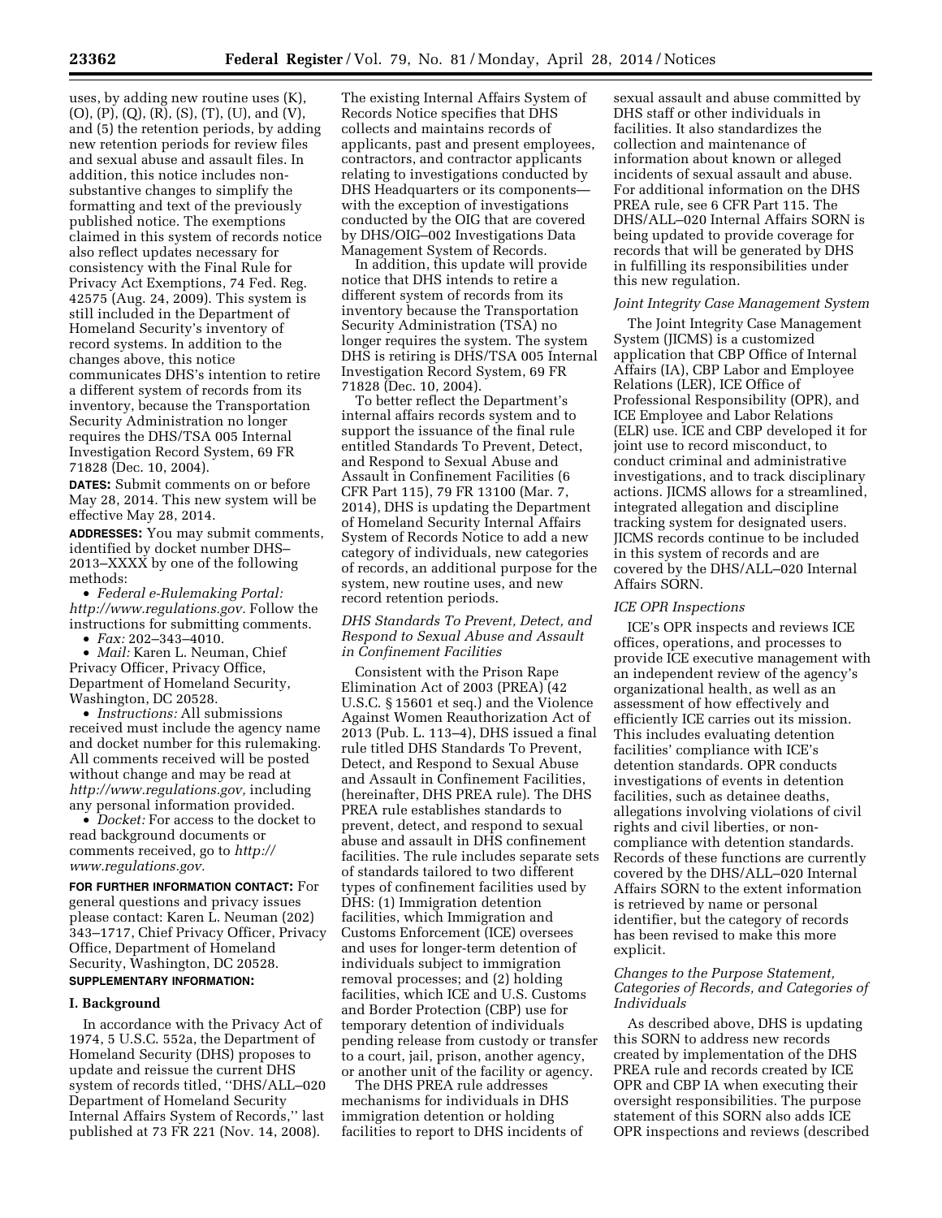uses, by adding new routine uses (K), (O), (P), (Q), (R), (S), (T), (U), and (V), and (5) the retention periods, by adding new retention periods for review files and sexual abuse and assault files. In addition, this notice includes non-substantive changes to simplify the formatting and text of the previously published notice. The exemptions claimed in this system of records notice also reflect updates necessary for consistency with the Final Rule for Privacy Act Exemptions, 74 Fed. Reg. 42575 (Aug. 24, 2009). This system is still included in the Department of Homeland Security's inventory of record systems. In addition to the changes above, this notice communicates DHS's intention to retire a different system of records from its inventory, because the Transportation Security Administration no longer requires the DHS/TSA 005 Internal Investigation Record System, 69 FR 71828 (Dec. 10, 2004).

**DATES:** Submit comments on or before May 28, 2014. This new system will be effective May 28, 2014.

**ADDRESSES:** You may submit comments, identified by docket number DHS–2013–XXXX by one of the following methods:

- *Federal e-Rulemaking Portal: http://www.regulations.gov.* Follow the instructions for submitting comments.
- *Fax:* 202–343–4010.
- *Mail:* Karen L. Neuman, Chief Privacy Officer, Privacy Office, Department of Homeland Security, Washington, DC 20528.
- *Instructions:* All submissions received must include the agency name and docket number for this rulemaking. All comments received will be posted without change and may be read at *http://www.regulations.gov,* including any personal information provided.
- *Docket:* For access to the docket to read background documents or comments received, go to *http://www.regulations.gov.*

**FOR FURTHER INFORMATION CONTACT:** For general questions and privacy issues please contact: Karen L. Neuman (202) 343–1717, Chief Privacy Officer, Privacy Office, Department of Homeland Security, Washington, DC 20528.

**SUPPLEMENTARY INFORMATION:**

## I. Background

In accordance with the Privacy Act of 1974, 5 U.S.C. 552a, the Department of Homeland Security (DHS) proposes to update and reissue the current DHS system of records titled, ''DHS/ALL–020 Department of Homeland Security Internal Affairs System of Records,'' last published at 73 FR 221 (Nov. 14, 2008).

The existing Internal Affairs System of Records Notice specifies that DHS collects and maintains records of applicants, past and present employees, contractors, and contractor applicants relating to investigations conducted by DHS Headquarters or its components—with the exception of investigations conducted by the OIG that are covered by DHS/OIG–002 Investigations Data Management System of Records.

In addition, this update will provide notice that DHS intends to retire a different system of records from its inventory because the Transportation Security Administration (TSA) no longer requires the system. The system DHS is retiring is DHS/TSA 005 Internal Investigation Record System, 69 FR 71828 (Dec. 10, 2004).

To better reflect the Department's internal affairs records system and to support the issuance of the final rule entitled Standards To Prevent, Detect, and Respond to Sexual Abuse and Assault in Confinement Facilities (6 CFR Part 115), 79 FR 13100 (Mar. 7, 2014), DHS is updating the Department of Homeland Security Internal Affairs System of Records Notice to add a new category of individuals, new categories of records, an additional purpose for the system, new routine uses, and new record retention periods.

### *DHS Standards To Prevent, Detect, and Respond to Sexual Abuse and Assault in Confinement Facilities*

Consistent with the Prison Rape Elimination Act of 2003 (PREA) (42 U.S.C. § 15601 et seq.) and the Violence Against Women Reauthorization Act of 2013 (Pub. L. 113–4), DHS issued a final rule titled DHS Standards To Prevent, Detect, and Respond to Sexual Abuse and Assault in Confinement Facilities, (hereinafter, DHS PREA rule). The DHS PREA rule establishes standards to prevent, detect, and respond to sexual abuse and assault in DHS confinement facilities. The rule includes separate sets of standards tailored to two different types of confinement facilities used by DHS: (1) Immigration detention facilities, which Immigration and Customs Enforcement (ICE) oversees and uses for longer-term detention of individuals subject to immigration removal processes; and (2) holding facilities, which ICE and U.S. Customs and Border Protection (CBP) use for temporary detention of individuals pending release from custody or transfer to a court, jail, prison, another agency, or another unit of the facility or agency.

The DHS PREA rule addresses mechanisms for individuals in DHS immigration detention or holding facilities to report to DHS incidents of sexual assault and abuse committed by DHS staff or other individuals in facilities. It also standardizes the collection and maintenance of information about known or alleged incidents of sexual assault and abuse. For additional information on the DHS PREA rule, see 6 CFR Part 115. The DHS/ALL–020 Internal Affairs SORN is being updated to provide coverage for records that will be generated by DHS in fulfilling its responsibilities under this new regulation.

### *Joint Integrity Case Management System*

The Joint Integrity Case Management System (JICMS) is a customized application that CBP Office of Internal Affairs (IA), CBP Labor and Employee Relations (LER), ICE Office of Professional Responsibility (OPR), and ICE Employee and Labor Relations (ELR) use. ICE and CBP developed it for joint use to record misconduct, to conduct criminal and administrative investigations, and to track disciplinary actions. JICMS allows for a streamlined, integrated allegation and discipline tracking system for designated users. JICMS records continue to be included in this system of records and are covered by the DHS/ALL–020 Internal Affairs SORN.

### *ICE OPR Inspections*

ICE's OPR inspects and reviews ICE offices, operations, and processes to provide ICE executive management with an independent review of the agency's organizational health, as well as an assessment of how effectively and efficiently ICE carries out its mission. This includes evaluating detention facilities' compliance with ICE's detention standards. OPR conducts investigations of events in detention facilities, such as detainee deaths, allegations involving violations of civil rights and civil liberties, or non-compliance with detention standards. Records of these functions are currently covered by the DHS/ALL–020 Internal Affairs SORN to the extent information is retrieved by name or personal identifier, but the category of records has been revised to make this more explicit.

### *Changes to the Purpose Statement, Categories of Records, and Categories of Individuals*

As described above, DHS is updating this SORN to address new records created by implementation of the DHS PREA rule and records created by ICE OPR and CBP IA when executing their oversight responsibilities. The purpose statement of this SORN also adds ICE OPR inspections and reviews (described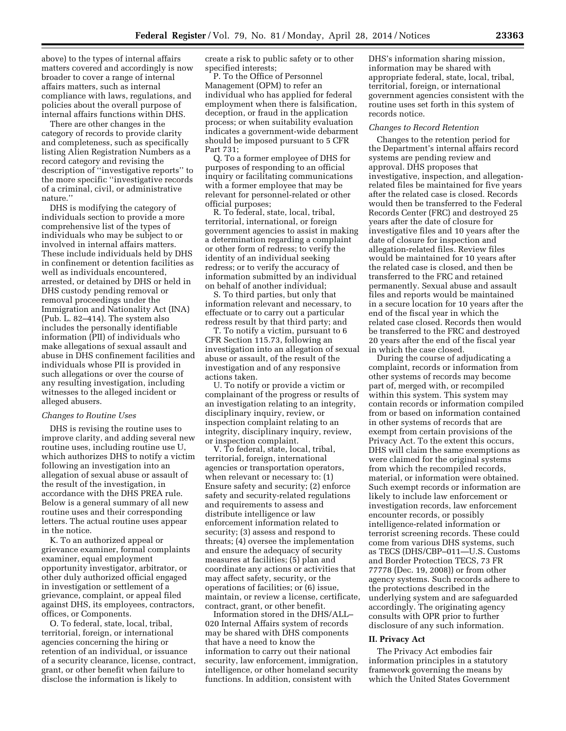above) to the types of internal affairs matters covered and accordingly is now broader to cover a range of internal affairs matters, such as internal compliance with laws, regulations, and policies about the overall purpose of internal affairs functions within DHS.

There are other changes in the category of records to provide clarity and completeness, such as specifically listing Alien Registration Numbers as a record category and revising the description of ''investigative reports'' to the more specific ''investigative records of a criminal, civil, or administrative nature.''

DHS is modifying the category of individuals section to provide a more comprehensive list of the types of individuals who may be subject to or involved in internal affairs matters. These include individuals held by DHS in confinement or detention facilities as well as individuals encountered, arrested, or detained by DHS or held in DHS custody pending removal or removal proceedings under the Immigration and Nationality Act (INA) (Pub. L. 82–414). The system also includes the personally identifiable information (PII) of individuals who make allegations of sexual assault and abuse in DHS confinement facilities and individuals whose PII is provided in such allegations or over the course of any resulting investigation, including witnesses to the alleged incident or alleged abusers.

*Changes to Routine Uses*

DHS is revising the routine uses to improve clarity, and adding several new routine uses, including routine use U, which authorizes DHS to notify a victim following an investigation into an allegation of sexual abuse or assault of the result of the investigation, in accordance with the DHS PREA rule. Below is a general summary of all new routine uses and their corresponding letters. The actual routine uses appear in the notice.

K. To an authorized appeal or grievance examiner, formal complaints examiner, equal employment opportunity investigator, arbitrator, or other duly authorized official engaged in investigation or settlement of a grievance, complaint, or appeal filed against DHS, its employees, contractors, offices, or Components.

O. To federal, state, local, tribal, territorial, foreign, or international agencies concerning the hiring or retention of an individual, or issuance of a security clearance, license, contract, grant, or other benefit when failure to disclose the information is likely to create a risk to public safety or to other specified interests;

P. To the Office of Personnel Management (OPM) to refer an individual who has applied for federal employment when there is falsification, deception, or fraud in the application process; or when suitability evaluation indicates a government-wide debarment should be imposed pursuant to 5 CFR Part 731;

Q. To a former employee of DHS for purposes of responding to an official inquiry or facilitating communications with a former employee that may be relevant for personnel-related or other official purposes;

R. To federal, state, local, tribal, territorial, international, or foreign government agencies to assist in making a determination regarding a complaint or other form of redress; to verify the identity of an individual seeking redress; or to verify the accuracy of information submitted by an individual on behalf of another individual;

S. To third parties, but only that information relevant and necessary, to effectuate or to carry out a particular redress result by that third party; and

T. To notify a victim, pursuant to 6 CFR Section 115.73, following an investigation into an allegation of sexual abuse or assault, of the result of the investigation and of any responsive actions taken.

U. To notify or provide a victim or complainant of the progress or results of an investigation relating to an integrity, disciplinary inquiry, review, or inspection complaint relating to an integrity, disciplinary inquiry, review, or inspection complaint.

V. To federal, state, local, tribal, territorial, foreign, international agencies or transportation operators, when relevant or necessary to: (1) Ensure safety and security; (2) enforce safety and security-related regulations and requirements to assess and distribute intelligence or law enforcement information related to security; (3) assess and respond to threats; (4) oversee the implementation and ensure the adequacy of security measures at facilities; (5) plan and coordinate any actions or activities that may affect safety, security, or the operations of facilities; or (6) issue, maintain, or review a license, certificate, contract, grant, or other benefit.

Information stored in the DHS/ALL–020 Internal Affairs system of records may be shared with DHS components that have a need to know the information to carry out their national security, law enforcement, immigration, intelligence, or other homeland security functions. In addition, consistent with DHS's information sharing mission, information may be shared with appropriate federal, state, local, tribal, territorial, foreign, or international government agencies consistent with the routine uses set forth in this system of records notice.

*Changes to Record Retention*

Changes to the retention period for the Department's internal affairs record systems are pending review and approval. DHS proposes that investigative, inspection, and allegation-related files be maintained for five years after the related case is closed. Records would then be transferred to the Federal Records Center (FRC) and destroyed 25 years after the date of closure for investigative files and 10 years after the date of closure for inspection and allegation-related files. Review files would be maintained for 10 years after the related case is closed, and then be transferred to the FRC and retained permanently. Sexual abuse and assault files and reports would be maintained in a secure location for 10 years after the end of the fiscal year in which the related case closed. Records then would be transferred to the FRC and destroyed 20 years after the end of the fiscal year in which the case closed.

During the course of adjudicating a complaint, records or information from other systems of records may become part of, merged with, or recompiled within this system. This system may contain records or information compiled from or based on information contained in other systems of records that are exempt from certain provisions of the Privacy Act. To the extent this occurs, DHS will claim the same exemptions as were claimed for the original systems from which the recompiled records, material, or information were obtained. Such exempt records or information are likely to include law enforcement or investigation records, law enforcement encounter records, or possibly intelligence-related information or terrorist screening records. These could come from various DHS systems, such as TECS (DHS/CBP–011—U.S. Customs and Border Protection TECS, 73 FR 77778 (Dec. 19, 2008)) or from other agency systems. Such records adhere to the protections described in the underlying system and are safeguarded accordingly. The originating agency consults with OPR prior to further disclosure of any such information.

## II. Privacy Act

The Privacy Act embodies fair information principles in a statutory framework governing the means by which the United States Government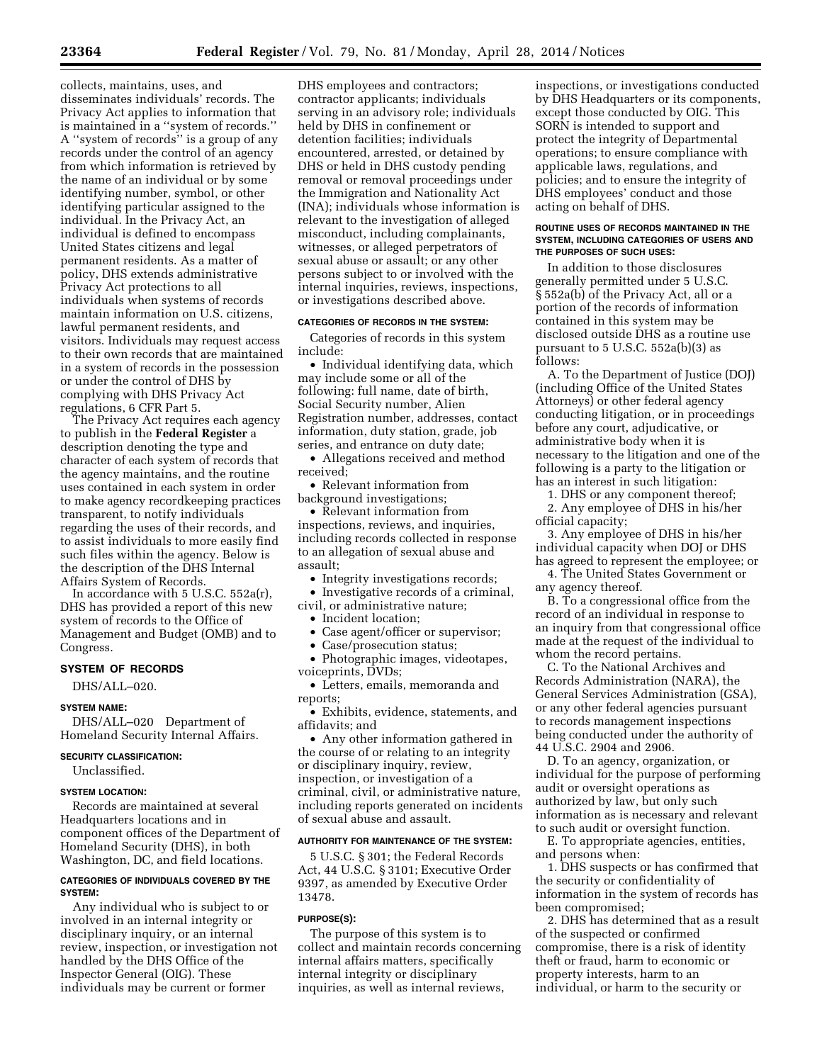collects, maintains, uses, and disseminates individuals' records. The Privacy Act applies to information that is maintained in a ''system of records.'' A ''system of records'' is a group of any records under the control of an agency from which information is retrieved by the name of an individual or by some identifying number, symbol, or other identifying particular assigned to the individual. In the Privacy Act, an individual is defined to encompass United States citizens and legal permanent residents. As a matter of policy, DHS extends administrative Privacy Act protections to all individuals when systems of records maintain information on U.S. citizens, lawful permanent residents, and visitors. Individuals may request access to their own records that are maintained in a system of records in the possession or under the control of DHS by complying with DHS Privacy Act regulations, 6 CFR Part 5.

The Privacy Act requires each agency to publish in the **Federal Register** a description denoting the type and character of each system of records that the agency maintains, and the routine uses contained in each system in order to make agency recordkeeping practices transparent, to notify individuals regarding the uses of their records, and to assist individuals to more easily find such files within the agency. Below is the description of the DHS Internal Affairs System of Records.

In accordance with 5 U.S.C. 552a(r), DHS has provided a report of this new system of records to the Office of Management and Budget (OMB) and to Congress.

## SYSTEM OF RECORDS

DHS/ALL–020.

### SYSTEM NAME:

DHS/ALL–020 Department of Homeland Security Internal Affairs.

### SECURITY CLASSIFICATION:

Unclassified.

### SYSTEM LOCATION:

Records are maintained at several Headquarters locations and in component offices of the Department of Homeland Security (DHS), in both Washington, DC, and field locations.

### CATEGORIES OF INDIVIDUALS COVERED BY THE SYSTEM:

Any individual who is subject to or involved in an internal integrity or disciplinary inquiry, or an internal review, inspection, or investigation not handled by the DHS Office of the Inspector General (OIG). These individuals may be current or former DHS employees and contractors; contractor applicants; individuals serving in an advisory role; individuals held by DHS in confinement or detention facilities; individuals encountered, arrested, or detained by DHS or held in DHS custody pending removal or removal proceedings under the Immigration and Nationality Act (INA); individuals whose information is relevant to the investigation of alleged misconduct, including complainants, witnesses, or alleged perpetrators of sexual abuse or assault; or any other persons subject to or involved with the internal inquiries, reviews, inspections, or investigations described above.

### CATEGORIES OF RECORDS IN THE SYSTEM:

Categories of records in this system include:

- Individual identifying data, which may include some or all of the following: full name, date of birth, Social Security number, Alien Registration number, addresses, contact information, duty station, grade, job series, and entrance on duty date;
- Allegations received and method received;
- Relevant information from background investigations;
- Relevant information from inspections, reviews, and inquiries, including records collected in response to an allegation of sexual abuse and assault;
- Integrity investigations records;
- Investigative records of a criminal, civil, or administrative nature;
- Incident location;
- Case agent/officer or supervisor;
- Case/prosecution status;
- Photographic images, videotapes, voiceprints, DVDs;
- Letters, emails, memoranda and reports;
- Exhibits, evidence, statements, and affidavits; and
- Any other information gathered in the course of or relating to an integrity or disciplinary inquiry, review, inspection, or investigation of a criminal, civil, or administrative nature, including reports generated on incidents of sexual abuse and assault.

### AUTHORITY FOR MAINTENANCE OF THE SYSTEM:

5 U.S.C. § 301; the Federal Records Act, 44 U.S.C. § 3101; Executive Order 9397, as amended by Executive Order 13478.

### PURPOSE(S):

The purpose of this system is to collect and maintain records concerning internal affairs matters, specifically internal integrity or disciplinary inquiries, as well as internal reviews, inspections, or investigations conducted by DHS Headquarters or its components, except those conducted by OIG. This SORN is intended to support and protect the integrity of Departmental operations; to ensure compliance with applicable laws, regulations, and policies; and to ensure the integrity of DHS employees' conduct and those acting on behalf of DHS.

### ROUTINE USES OF RECORDS MAINTAINED IN THE SYSTEM, INCLUDING CATEGORIES OF USERS AND THE PURPOSES OF SUCH USES:

In addition to those disclosures generally permitted under 5 U.S.C. § 552a(b) of the Privacy Act, all or a portion of the records of information contained in this system may be disclosed outside DHS as a routine use pursuant to 5 U.S.C. 552a(b)(3) as follows:

A. To the Department of Justice (DOJ) (including Office of the United States Attorneys) or other federal agency conducting litigation, or in proceedings before any court, adjudicative, or administrative body when it is necessary to the litigation and one of the following is a party to the litigation or has an interest in such litigation:

1. DHS or any component thereof;
2. Any employee of DHS in his/her official capacity;
3. Any employee of DHS in his/her individual capacity when DOJ or DHS has agreed to represent the employee; or
4. The United States Government or any agency thereof.

B. To a congressional office from the record of an individual in response to an inquiry from that congressional office made at the request of the individual to whom the record pertains.

C. To the National Archives and Records Administration (NARA), the General Services Administration (GSA), or any other federal agencies pursuant to records management inspections being conducted under the authority of 44 U.S.C. 2904 and 2906.

D. To an agency, organization, or individual for the purpose of performing audit or oversight operations as authorized by law, but only such information as is necessary and relevant to such audit or oversight function.

E. To appropriate agencies, entities, and persons when:

1. DHS suspects or has confirmed that the security or confidentiality of information in the system of records has been compromised;
2. DHS has determined that as a result of the suspected or confirmed compromise, there is a risk of identity theft or fraud, harm to economic or property interests, harm to an individual, or harm to the security or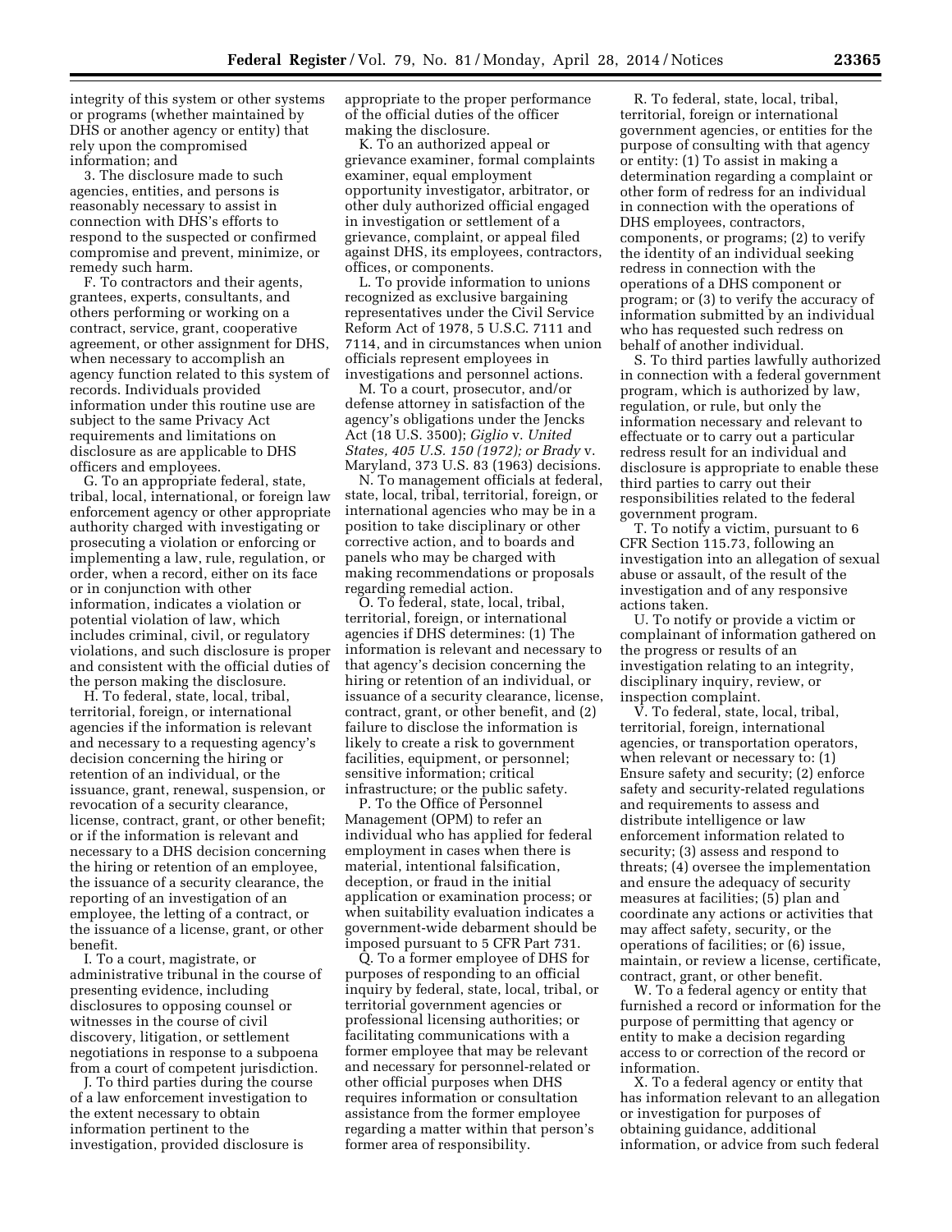integrity of this system or other systems or programs (whether maintained by DHS or another agency or entity) that rely upon the compromised information; and

3. The disclosure made to such agencies, entities, and persons is reasonably necessary to assist in connection with DHS's efforts to respond to the suspected or confirmed compromise and prevent, minimize, or remedy such harm.

F. To contractors and their agents, grantees, experts, consultants, and others performing or working on a contract, service, grant, cooperative agreement, or other assignment for DHS, when necessary to accomplish an agency function related to this system of records. Individuals provided information under this routine use are subject to the same Privacy Act requirements and limitations on disclosure as are applicable to DHS officers and employees.

G. To an appropriate federal, state, tribal, local, international, or foreign law enforcement agency or other appropriate authority charged with investigating or prosecuting a violation or enforcing or implementing a law, rule, regulation, or order, when a record, either on its face or in conjunction with other information, indicates a violation or potential violation of law, which includes criminal, civil, or regulatory violations, and such disclosure is proper and consistent with the official duties of the person making the disclosure.

H. To federal, state, local, tribal, territorial, foreign, or international agencies if the information is relevant and necessary to a requesting agency's decision concerning the hiring or retention of an individual, or the issuance, grant, renewal, suspension, or revocation of a security clearance, license, contract, grant, or other benefit; or if the information is relevant and necessary to a DHS decision concerning the hiring or retention of an employee, the issuance of a security clearance, the reporting of an investigation of an employee, the letting of a contract, or the issuance of a license, grant, or other benefit.

I. To a court, magistrate, or administrative tribunal in the course of presenting evidence, including disclosures to opposing counsel or witnesses in the course of civil discovery, litigation, or settlement negotiations in response to a subpoena from a court of competent jurisdiction.

J. To third parties during the course of a law enforcement investigation to the extent necessary to obtain information pertinent to the investigation, provided disclosure is appropriate to the proper performance of the official duties of the officer making the disclosure.

K. To an authorized appeal or grievance examiner, formal complaints examiner, equal employment opportunity investigator, arbitrator, or other duly authorized official engaged in investigation or settlement of a grievance, complaint, or appeal filed against DHS, its employees, contractors, offices, or components.

L. To provide information to unions recognized as exclusive bargaining representatives under the Civil Service Reform Act of 1978, 5 U.S.C. 7111 and 7114, and in circumstances when union officials represent employees in investigations and personnel actions.

M. To a court, prosecutor, and/or defense attorney in satisfaction of the agency's obligations under the Jencks Act (18 U.S. 3500); *Giglio* v. *United States, 405 U.S. 150 (1972); or Brady* v. Maryland, 373 U.S. 83 (1963) decisions.

N. To management officials at federal, state, local, tribal, territorial, foreign, or international agencies who may be in a position to take disciplinary or other corrective action, and to boards and panels who may be charged with making recommendations or proposals regarding remedial action.

O. To federal, state, local, tribal, territorial, foreign, or international agencies if DHS determines: (1) The information is relevant and necessary to that agency's decision concerning the hiring or retention of an individual, or issuance of a security clearance, license, contract, grant, or other benefit, and (2) failure to disclose the information is likely to create a risk to government facilities, equipment, or personnel; sensitive information; critical infrastructure; or the public safety.

P. To the Office of Personnel Management (OPM) to refer an individual who has applied for federal employment in cases when there is material, intentional falsification, deception, or fraud in the initial application or examination process; or when suitability evaluation indicates a government-wide debarment should be imposed pursuant to 5 CFR Part 731.

Q. To a former employee of DHS for purposes of responding to an official inquiry by federal, state, local, tribal, or territorial government agencies or professional licensing authorities; or facilitating communications with a former employee that may be relevant and necessary for personnel-related or other official purposes when DHS requires information or consultation assistance from the former employee regarding a matter within that person's former area of responsibility.

R. To federal, state, local, tribal, territorial, foreign or international government agencies, or entities for the purpose of consulting with that agency or entity: (1) To assist in making a determination regarding a complaint or other form of redress for an individual in connection with the operations of DHS employees, contractors, components, or programs; (2) to verify the identity of an individual seeking redress in connection with the operations of a DHS component or program; or (3) to verify the accuracy of information submitted by an individual who has requested such redress on behalf of another individual.

S. To third parties lawfully authorized in connection with a federal government program, which is authorized by law, regulation, or rule, but only the information necessary and relevant to effectuate or to carry out a particular redress result for an individual and disclosure is appropriate to enable these third parties to carry out their responsibilities related to the federal government program.

T. To notify a victim, pursuant to 6 CFR Section 115.73, following an investigation into an allegation of sexual abuse or assault, of the result of the investigation and of any responsive actions taken.

U. To notify or provide a victim or complainant of information gathered on the progress or results of an investigation relating to an integrity, disciplinary inquiry, review, or inspection complaint.

V. To federal, state, local, tribal, territorial, foreign, international agencies, or transportation operators, when relevant or necessary to: (1) Ensure safety and security; (2) enforce safety and security-related regulations and requirements to assess and distribute intelligence or law enforcement information related to security; (3) assess and respond to threats; (4) oversee the implementation and ensure the adequacy of security measures at facilities; (5) plan and coordinate any actions or activities that may affect safety, security, or the operations of facilities; or (6) issue, maintain, or review a license, certificate, contract, grant, or other benefit.

W. To a federal agency or entity that furnished a record or information for the purpose of permitting that agency or entity to make a decision regarding access to or correction of the record or information.

X. To a federal agency or entity that has information relevant to an allegation or investigation for purposes of obtaining guidance, additional information, or advice from such federal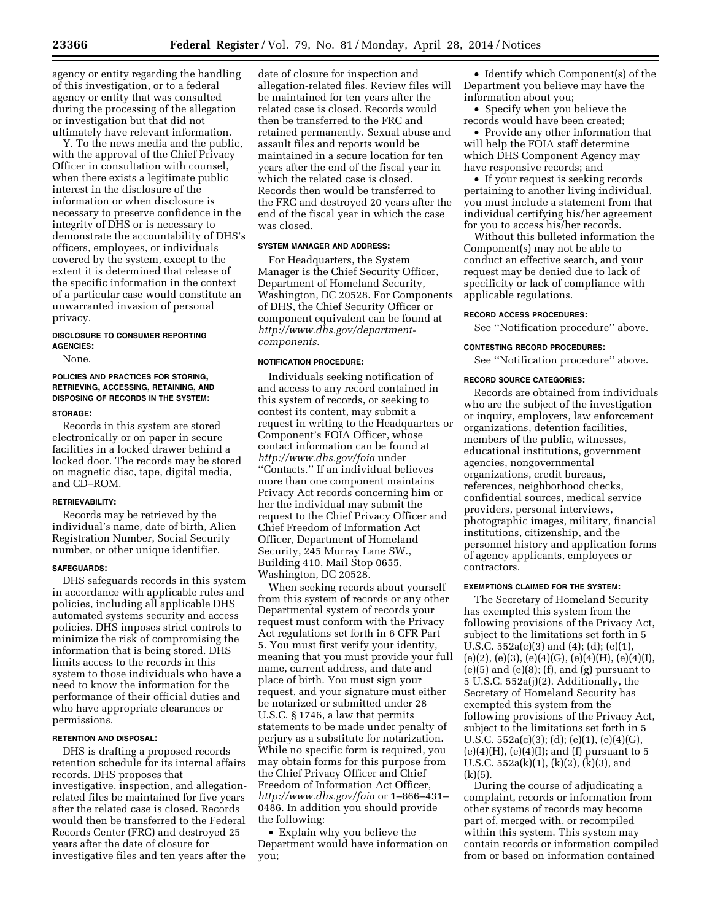agency or entity regarding the handling of this investigation, or to a federal agency or entity that was consulted during the processing of the allegation or investigation but that did not ultimately have relevant information.

Y. To the news media and the public, with the approval of the Chief Privacy Officer in consultation with counsel, when there exists a legitimate public interest in the disclosure of the information or when disclosure is necessary to preserve confidence in the integrity of DHS or is necessary to demonstrate the accountability of DHS's officers, employees, or individuals covered by the system, except to the extent it is determined that release of the specific information in the context of a particular case would constitute an unwarranted invasion of personal privacy.

#### DISCLOSURE TO CONSUMER REPORTING AGENCIES:

None.

#### POLICIES AND PRACTICES FOR STORING, RETRIEVING, ACCESSING, RETAINING, AND DISPOSING OF RECORDS IN THE SYSTEM:

#### STORAGE:

Records in this system are stored electronically or on paper in secure facilities in a locked drawer behind a locked door. The records may be stored on magnetic disc, tape, digital media, and CD–ROM.

#### RETRIEVABILITY:

Records may be retrieved by the individual's name, date of birth, Alien Registration Number, Social Security number, or other unique identifier.

#### SAFEGUARDS:

DHS safeguards records in this system in accordance with applicable rules and policies, including all applicable DHS automated systems security and access policies. DHS imposes strict controls to minimize the risk of compromising the information that is being stored. DHS limits access to the records in this system to those individuals who have a need to know the information for the performance of their official duties and who have appropriate clearances or permissions.

#### RETENTION AND DISPOSAL:

DHS is drafting a proposed records retention schedule for its internal affairs records. DHS proposes that investigative, inspection, and allegation-related files be maintained for five years after the related case is closed. Records would then be transferred to the Federal Records Center (FRC) and destroyed 25 years after the date of closure for investigative files and ten years after the date of closure for inspection and allegation-related files. Review files will be maintained for ten years after the related case is closed. Records would then be transferred to the FRC and retained permanently. Sexual abuse and assault files and reports would be maintained in a secure location for ten years after the end of the fiscal year in which the related case is closed. Records then would be transferred to the FRC and destroyed 20 years after the end of the fiscal year in which the case was closed.

#### SYSTEM MANAGER AND ADDRESS:

For Headquarters, the System Manager is the Chief Security Officer, Department of Homeland Security, Washington, DC 20528. For Components of DHS, the Chief Security Officer or component equivalent can be found at *http://www.dhs.gov/department-components*.

#### NOTIFICATION PROCEDURE:

Individuals seeking notification of and access to any record contained in this system of records, or seeking to contest its content, may submit a request in writing to the Headquarters or Component's FOIA Officer, whose contact information can be found at *http://www.dhs.gov/foia* under "Contacts." If an individual believes more than one component maintains Privacy Act records concerning him or her the individual may submit the request to the Chief Privacy Officer and Chief Freedom of Information Act Officer, Department of Homeland Security, 245 Murray Lane SW., Building 410, Mail Stop 0655, Washington, DC 20528.

When seeking records about yourself from this system of records or any other Departmental system of records your request must conform with the Privacy Act regulations set forth in 6 CFR Part 5. You must first verify your identity, meaning that you must provide your full name, current address, and date and place of birth. You must sign your request, and your signature must either be notarized or submitted under 28 U.S.C. § 1746, a law that permits statements to be made under penalty of perjury as a substitute for notarization. While no specific form is required, you may obtain forms for this purpose from the Chief Privacy Officer and Chief Freedom of Information Act Officer, *http://www.dhs.gov/foia* or 1–866–431–0486. In addition you should provide the following:

- Explain why you believe the Department would have information on you;
- Identify which Component(s) of the Department you believe may have the information about you;
- Specify when you believe the records would have been created;
- Provide any other information that will help the FOIA staff determine which DHS Component Agency may have responsive records; and
- If your request is seeking records pertaining to another living individual, you must include a statement from that individual certifying his/her agreement for you to access his/her records.

Without this bulleted information the Component(s) may not be able to conduct an effective search, and your request may be denied due to lack of specificity or lack of compliance with applicable regulations.

#### RECORD ACCESS PROCEDURES:

See "Notification procedure" above.

#### CONTESTING RECORD PROCEDURES:

See "Notification procedure" above.

#### RECORD SOURCE CATEGORIES:

Records are obtained from individuals who are the subject of the investigation or inquiry, employers, law enforcement organizations, detention facilities, members of the public, witnesses, educational institutions, government agencies, nongovernmental organizations, credit bureaus, references, neighborhood checks, confidential sources, medical service providers, personal interviews, photographic images, military, financial institutions, citizenship, and the personnel history and application forms of agency applicants, employees or contractors.

#### EXEMPTIONS CLAIMED FOR THE SYSTEM:

The Secretary of Homeland Security has exempted this system from the following provisions of the Privacy Act, subject to the limitations set forth in 5 U.S.C. 552a(c)(3) and (4); (d); (e)(1), (e)(2), (e)(3), (e)(4)(G), (e)(4)(H), (e)(4)(I), (e)(5) and (e)(8); (f), and (g) pursuant to 5 U.S.C. 552a(j)(2). Additionally, the Secretary of Homeland Security has exempted this system from the following provisions of the Privacy Act, subject to the limitations set forth in 5 U.S.C. 552a(c)(3); (d); (e)(1), (e)(4)(G), (e)(4)(H), (e)(4)(I); and (f) pursuant to 5 U.S.C. 552a(k)(1), (k)(2), (k)(3), and (k)(5).

During the course of adjudicating a complaint, records or information from other systems of records may become part of, merged with, or recompiled within this system. This system may contain records or information compiled from or based on information contained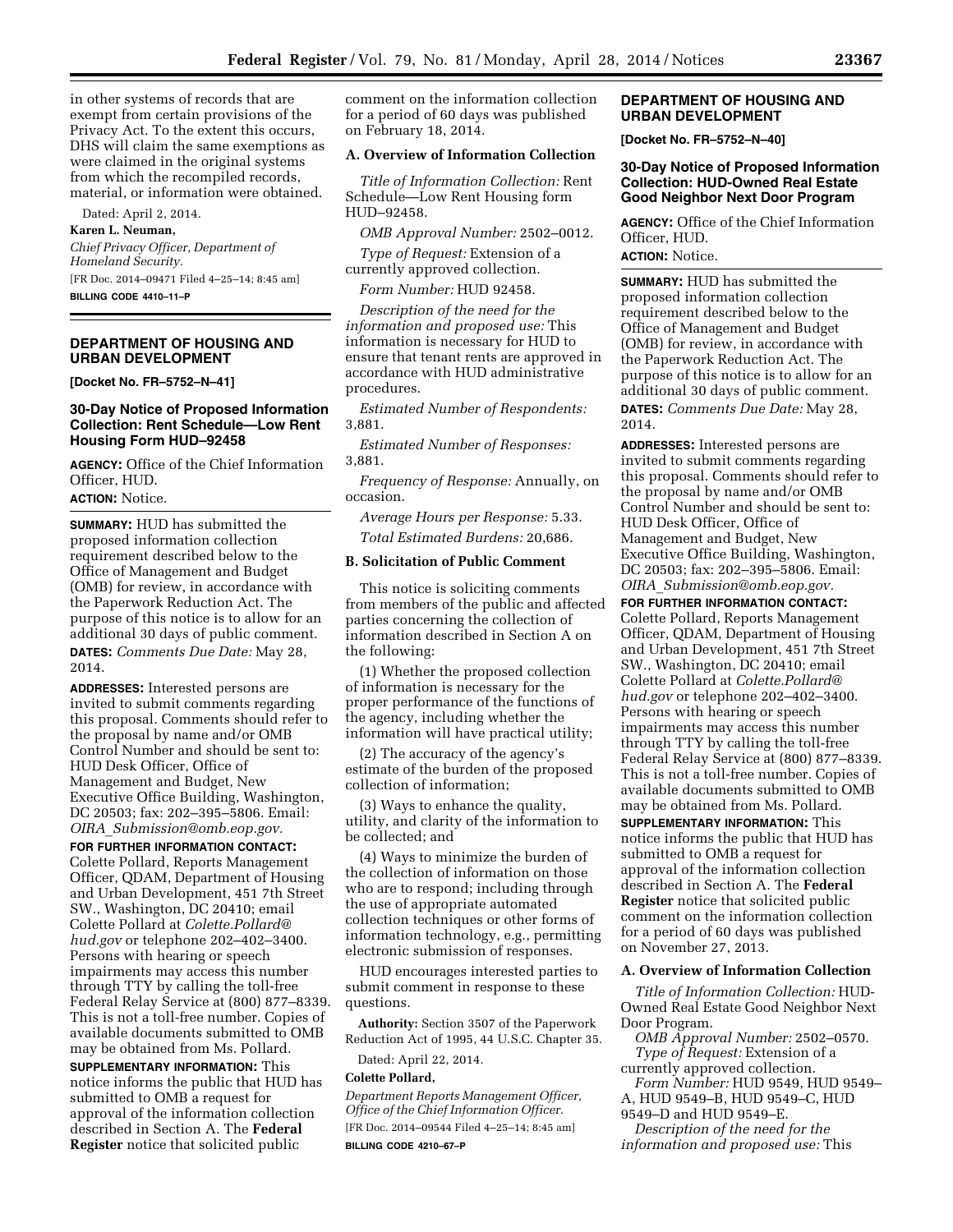in other systems of records that are exempt from certain provisions of the Privacy Act. To the extent this occurs, DHS will claim the same exemptions as were claimed in the original systems from which the recompiled records, material, or information were obtained.

Dated: April 2, 2014.

**Karen L. Neuman,**

*Chief Privacy Officer, Department of Homeland Security.*

[FR Doc. 2014–09471 Filed 4–25–14; 8:45 am]

**BILLING CODE 4410–11–P**

## DEPARTMENT OF HOUSING AND URBAN DEVELOPMENT

**[Docket No. FR–5752–N–41]**

### 30-Day Notice of Proposed Information Collection: Rent Schedule—Low Rent Housing Form HUD–92458

**AGENCY:** Office of the Chief Information Officer, HUD.

**ACTION:** Notice.

**SUMMARY:** HUD has submitted the proposed information collection requirement described below to the Office of Management and Budget (OMB) for review, in accordance with the Paperwork Reduction Act. The purpose of this notice is to allow for an additional 30 days of public comment.

**DATES:** *Comments Due Date:* May 28, 2014.

**ADDRESSES:** Interested persons are invited to submit comments regarding this proposal. Comments should refer to the proposal by name and/or OMB Control Number and should be sent to: HUD Desk Officer, Office of Management and Budget, New Executive Office Building, Washington, DC 20503; fax: 202–395–5806. Email: *OIRA_Submission@omb.eop.gov.*

**FOR FURTHER INFORMATION CONTACT:** Colette Pollard, Reports Management Officer, QDAM, Department of Housing and Urban Development, 451 7th Street SW., Washington, DC 20410; email Colette Pollard at *Colette.Pollard@hud.gov* or telephone 202–402–3400. Persons with hearing or speech impairments may access this number through TTY by calling the toll-free Federal Relay Service at (800) 877–8339. This is not a toll-free number. Copies of available documents submitted to OMB may be obtained from Ms. Pollard.

**SUPPLEMENTARY INFORMATION:** This notice informs the public that HUD has submitted to OMB a request for approval of the information collection described in Section A. The **Federal Register** notice that solicited public comment on the information collection for a period of 60 days was published on February 18, 2014.

#### A. Overview of Information Collection

*Title of Information Collection:* Rent Schedule—Low Rent Housing form HUD–92458.

*OMB Approval Number:* 2502–0012.

*Type of Request:* Extension of a currently approved collection.

*Form Number:* HUD 92458.

*Description of the need for the information and proposed use:* This information is necessary for HUD to ensure that tenant rents are approved in accordance with HUD administrative procedures.

*Estimated Number of Respondents:* 3,881.

*Estimated Number of Responses:* 3,881.

*Frequency of Response:* Annually, on occasion.

*Average Hours per Response:* 5.33.

*Total Estimated Burdens:* 20,686.

#### B. Solicitation of Public Comment

This notice is soliciting comments from members of the public and affected parties concerning the collection of information described in Section A on the following:

(1) Whether the proposed collection of information is necessary for the proper performance of the functions of the agency, including whether the information will have practical utility;

(2) The accuracy of the agency's estimate of the burden of the proposed collection of information;

(3) Ways to enhance the quality, utility, and clarity of the information to be collected; and

(4) Ways to minimize the burden of the collection of information on those who are to respond; including through the use of appropriate automated collection techniques or other forms of information technology, e.g., permitting electronic submission of responses.

HUD encourages interested parties to submit comment in response to these questions.

**Authority:** Section 3507 of the Paperwork Reduction Act of 1995, 44 U.S.C. Chapter 35.

Dated: April 22, 2014.

**Colette Pollard,**

*Department Reports Management Officer, Office of the Chief Information Officer.*

[FR Doc. 2014–09544 Filed 4–25–14; 8:45 am]

**BILLING CODE 4210–67–P**

## DEPARTMENT OF HOUSING AND URBAN DEVELOPMENT

**[Docket No. FR–5752–N–40]**

### 30-Day Notice of Proposed Information Collection: HUD-Owned Real Estate Good Neighbor Next Door Program

**AGENCY:** Office of the Chief Information Officer, HUD.

**ACTION:** Notice.

**SUMMARY:** HUD has submitted the proposed information collection requirement described below to the Office of Management and Budget (OMB) for review, in accordance with the Paperwork Reduction Act. The purpose of this notice is to allow for an additional 30 days of public comment.

**DATES:** *Comments Due Date:* May 28, 2014.

**ADDRESSES:** Interested persons are invited to submit comments regarding this proposal. Comments should refer to the proposal by name and/or OMB Control Number and should be sent to: HUD Desk Officer, Office of Management and Budget, New Executive Office Building, Washington, DC 20503; fax: 202–395–5806. Email: *OIRA_Submission@omb.eop.gov.*

**FOR FURTHER INFORMATION CONTACT:** Colette Pollard, Reports Management Officer, QDAM, Department of Housing and Urban Development, 451 7th Street SW., Washington, DC 20410; email Colette Pollard at *Colette.Pollard@hud.gov* or telephone 202–402–3400. Persons with hearing or speech impairments may access this number through TTY by calling the toll-free Federal Relay Service at (800) 877–8339. This is not a toll-free number. Copies of available documents submitted to OMB may be obtained from Ms. Pollard.

**SUPPLEMENTARY INFORMATION:** This notice informs the public that HUD has submitted to OMB a request for approval of the information collection described in Section A. The **Federal Register** notice that solicited public comment on the information collection for a period of 60 days was published on November 27, 2013.

#### A. Overview of Information Collection

*Title of Information Collection:* HUD-Owned Real Estate Good Neighbor Next Door Program.

*OMB Approval Number:* 2502–0570.

*Type of Request:* Extension of a currently approved collection.

*Form Number:* HUD 9549, HUD 9549–A, HUD 9549–B, HUD 9549–C, HUD 9549–D and HUD 9549–E.

*Description of the need for the information and proposed use:* This